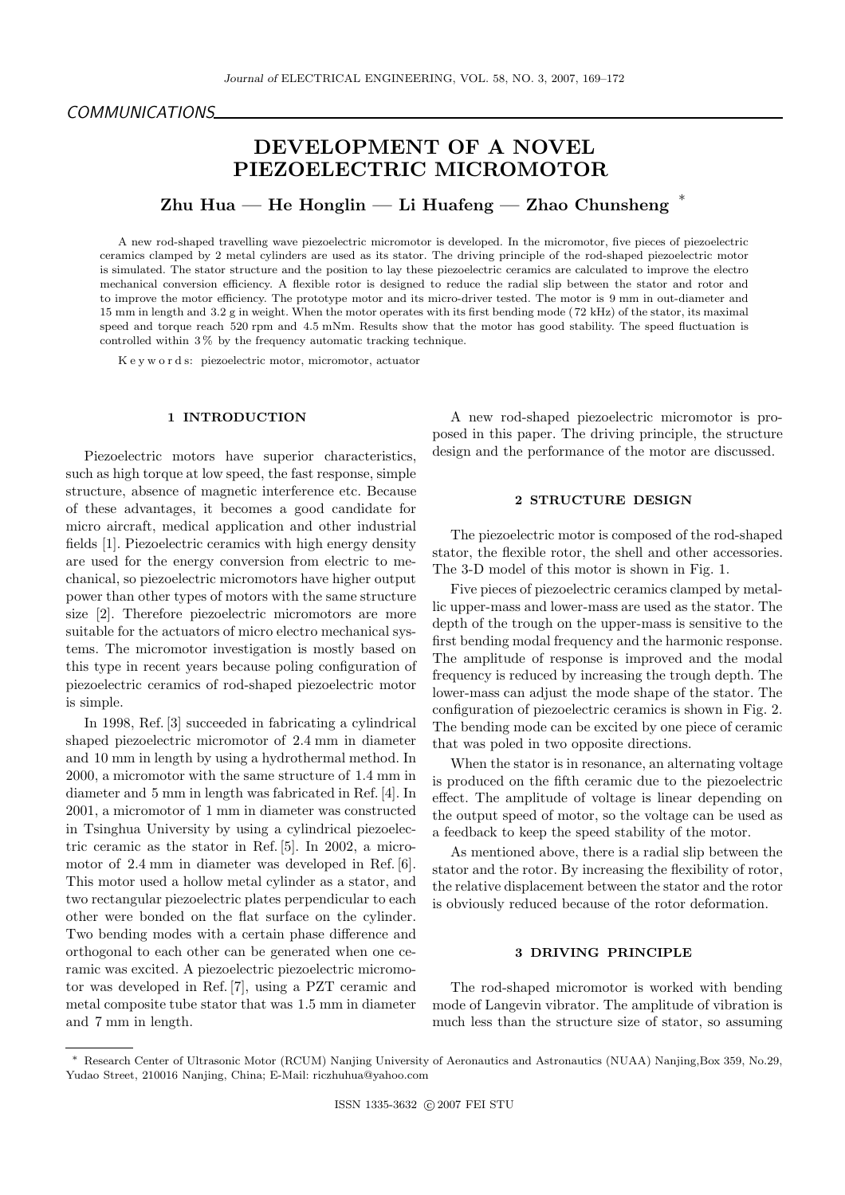COMMUNICATIONS

# DEVELOPMENT OF A NOVEL PIEZOELECTRIC MICROMOTOR

**Zhu Hua — He Honglin — Li Huafeng — Zhao Chunsheng** *

A new rod-shaped travelling wave piezoelectric micromotor is developed. In the micromotor, five pieces of piezoelectric ceramics clamped by 2 metal cylinders are used as its stator. The driving principle of the rod-shaped piezoelectric motor is simulated. The stator structure and the position to lay these piezoelectric ceramics are calculated to improve the electro mechanical conversion efficiency. A flexible rotor is designed to reduce the radial slip between the stator and rotor and to improve the motor efficiency. The prototype motor and its micro-driver tested. The motor is 9 mm in out-diameter and 15 mm in length and 3.2 g in weight. When the motor operates with its first bending mode (72 kHz) of the stator, its maximal speed and torque reach 520 rpm and 4.5 mNm. Results show that the motor has good stability. The speed fluctuation is controlled within 3 % by the frequency automatic tracking technique.

K e y w o r d s: piezoelectric motor, micromotor, actuator

## 1 INTRODUCTION

Piezoelectric motors have superior characteristics, such as high torque at low speed, the fast response, simple structure, absence of magnetic interference etc. Because of these advantages, it becomes a good candidate for micro aircraft, medical application and other industrial fields [1]. Piezoelectric ceramics with high energy density are used for the energy conversion from electric to mechanical, so piezoelectric micromotors have higher output power than other types of motors with the same structure size [2]. Therefore piezoelectric micromotors are more suitable for the actuators of micro electro mechanical systems. The micromotor investigation is mostly based on this type in recent years because poling configuration of piezoelectric ceramics of rod-shaped piezoelectric motor is simple.

In 1998, Ref. [3] succeeded in fabricating a cylindrical shaped piezoelectric micromotor of 2.4 mm in diameter and 10 mm in length by using a hydrothermal method. In 2000, a micromotor with the same structure of 1.4 mm in diameter and 5 mm in length was fabricated in Ref. [4]. In 2001, a micromotor of 1 mm in diameter was constructed in Tsinghua University by using a cylindrical piezoelectric ceramic as the stator in Ref. [5]. In 2002, a micromotor of 2.4 mm in diameter was developed in Ref. [6]. This motor used a hollow metal cylinder as a stator, and two rectangular piezoelectric plates perpendicular to each other were bonded on the flat surface on the cylinder. Two bending modes with a certain phase difference and orthogonal to each other can be generated when one ceramic was excited. A piezoelectric piezoelectric micromotor was developed in Ref. [7], using a PZT ceramic and metal composite tube stator that was 1.5 mm in diameter and 7 mm in length.

A new rod-shaped piezoelectric micromotor is proposed in this paper. The driving principle, the structure design and the performance of the motor are discussed.

## 2 STRUCTURE DESIGN

The piezoelectric motor is composed of the rod-shaped stator, the flexible rotor, the shell and other accessories. The 3-D model of this motor is shown in Fig. 1.

Five pieces of piezoelectric ceramics clamped by metallic upper-mass and lower-mass are used as the stator. The depth of the trough on the upper-mass is sensitive to the first bending modal frequency and the harmonic response. The amplitude of response is improved and the modal frequency is reduced by increasing the trough depth. The lower-mass can adjust the mode shape of the stator. The configuration of piezoelectric ceramics is shown in Fig. 2. The bending mode can be excited by one piece of ceramic that was poled in two opposite directions.

When the stator is in resonance, an alternating voltage is produced on the fifth ceramic due to the piezoelectric effect. The amplitude of voltage is linear depending on the output speed of motor, so the voltage can be used as a feedback to keep the speed stability of the motor.

As mentioned above, there is a radial slip between the stator and the rotor. By increasing the flexibility of rotor, the relative displacement between the stator and the rotor is obviously reduced because of the rotor deformation.

## 3 DRIVING PRINCIPLE

The rod-shaped micromotor is worked with bending mode of Langevin vibrator. The amplitude of vibration is much less than the structure size of stator, so assuming

---

* Research Center of Ultrasonic Motor (RCUM) Nanjing University of Aeronautics and Astronautics (NUAA) Nanjing,Box 359, No.29, Yudao Street, 210016 Nanjing, China; E-Mail: riczhuhua@yahoo.com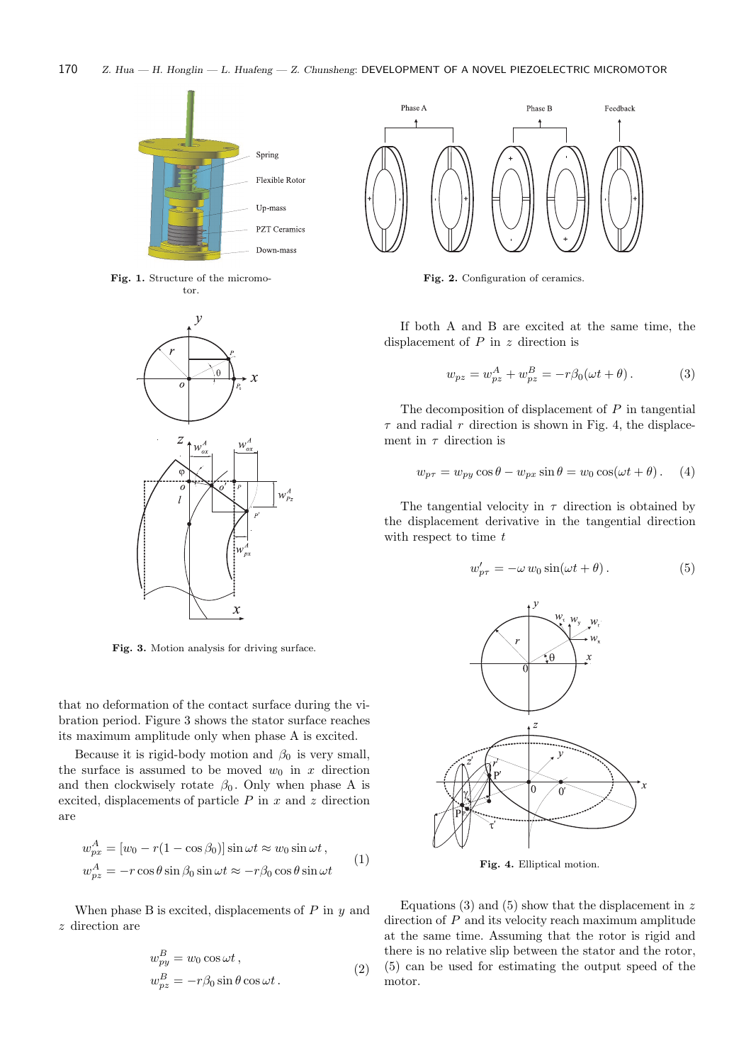Fig. 1. Structure of the micromotor.

Fig. 2. Configuration of ceramics.

Fig. 3. Motion analysis for driving surface.

that no deformation of the contact surface during the vibration period. Figure 3 shows the stator surface reaches its maximum amplitude only when phase A is excited.

Because it is rigid-body motion and $\beta_0$ is very small, the surface is assumed to be moved $w_0$ in $x$ direction and then clockwisely rotate $\beta_0$. Only when phase A is excited, displacements of particle $P$ in $x$ and $z$ direction are

$$
\begin{aligned}
w_{px}^A &= [w_0 - r(1-\cos\beta_0)]\sin\omega t \approx w_0 \sin\omega t\,, \\
w_{pz}^A &= -r\cos\theta\sin\beta_0\sin\omega t \approx -r\beta_0\cos\theta\sin\omega t
\end{aligned}
\tag{1}
$$

When phase B is excited, displacements of $P$ in $y$ and $z$ direction are

$$
\begin{aligned}
w_{py}^B &= w_0\cos\omega t\,, \\
w_{pz}^B &= -r\beta_0\sin\theta\cos\omega t\,.
\end{aligned}
\tag{2}
$$

If both A and B are excited at the same time, the displacement of $P$ in $z$ direction is

$$
w_{pz} = w_{pz}^A + w_{pz}^B = -r\beta_0(\omega t + \theta)\,. \tag{3}
$$

The decomposition of displacement of $P$ in tangential $\tau$ and radial $r$ direction is shown in Fig. 4, the displacement in $\tau$ direction is

$$
w_{p\tau} = w_{py}\cos\theta - w_{px}\sin\theta = w_0\cos(\omega t + \theta)\,. \tag{4}
$$

The tangential velocity in $\tau$ direction is obtained by the displacement derivative in the tangential direction with respect to time $t$

$$
w'_{p\tau} = -\omega\, w_0\sin(\omega t + \theta)\,. \tag{5}
$$

Fig. 4. Elliptical motion.

Equations (3) and (5) show that the displacement in $z$ direction of $P$ and its velocity reach maximum amplitude at the same time. Assuming that the rotor is rigid and there is no relative slip between the stator and the rotor, (5) can be used for estimating the output speed of the motor.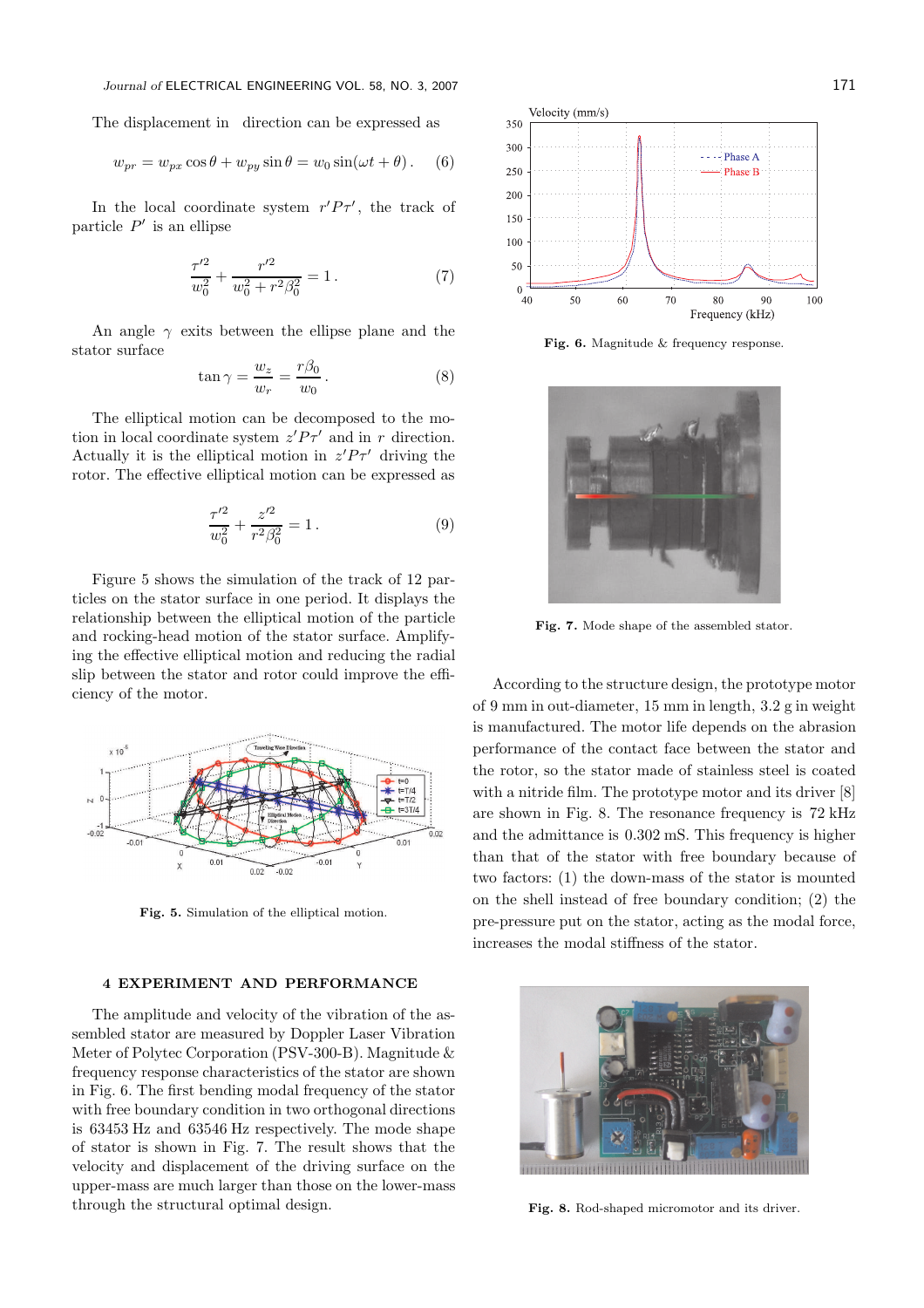The displacement in direction can be expressed as

$$w_{pr} = w_{px}\cos\theta + w_{py}\sin\theta = w_0 \sin(\omega t + \theta)\,. \qquad (6)$$

In the local coordinate system $r'P\tau'$, the track of particle $P'$ is an ellipse

$$\frac{\tau'^2}{w_0^2} + \frac{r'^2}{w_0^2 + r^2\beta_0^2} = 1\,. \qquad (7)$$

An angle $\gamma$ exits between the ellipse plane and the stator surface

$$\tan\gamma = \frac{w_z}{w_r} = \frac{r\beta_0}{w_0}\,. \qquad (8)$$

The elliptical motion can be decomposed to the motion in local coordinate system $z'P\tau'$ and in $r$ direction. Actually it is the elliptical motion in $z'P\tau'$ driving the rotor. The effective elliptical motion can be expressed as

$$\frac{\tau'^2}{w_0^2} + \frac{z'^2}{r^2\beta_0^2} = 1\,. \qquad (9)$$

Figure 5 shows the simulation of the track of 12 particles on the stator surface in one period. It displays the relationship between the elliptical motion of the particle and rocking-head motion of the stator surface. Amplifying the effective elliptical motion and reducing the radial slip between the stator and rotor could improve the efficiency of the motor.

**Fig. 5.** Simulation of the elliptical motion.

## 4 EXPERIMENT AND PERFORMANCE

The amplitude and velocity of the vibration of the assembled stator are measured by Doppler Laser Vibration Meter of Polytec Corporation (PSV-300-B). Magnitude & frequency response characteristics of the stator are shown in Fig. 6. The first bending modal frequency of the stator with free boundary condition in two orthogonal directions is 63453 Hz and 63546 Hz respectively. The mode shape of stator is shown in Fig. 7. The result shows that the velocity and displacement of the driving surface on the upper-mass are much larger than those on the lower-mass through the structural optimal design.

**Fig. 6.** Magnitude & frequency response.

**Fig. 7.** Mode shape of the assembled stator.

According to the structure design, the prototype motor of 9 mm in out-diameter, 15 mm in length, 3.2 g in weight is manufactured. The motor life depends on the abrasion performance of the contact face between the stator and the rotor, so the stator made of stainless steel is coated with a nitride film. The prototype motor and its driver [8] are shown in Fig. 8. The resonance frequency is 72 kHz and the admittance is 0.302 mS. This frequency is higher than that of the stator with free boundary because of two factors: (1) the down-mass of the stator is mounted on the shell instead of free boundary condition; (2) the pre-pressure put on the stator, acting as the modal force, increases the modal stiffness of the stator.

**Fig. 8.** Rod-shaped micromotor and its driver.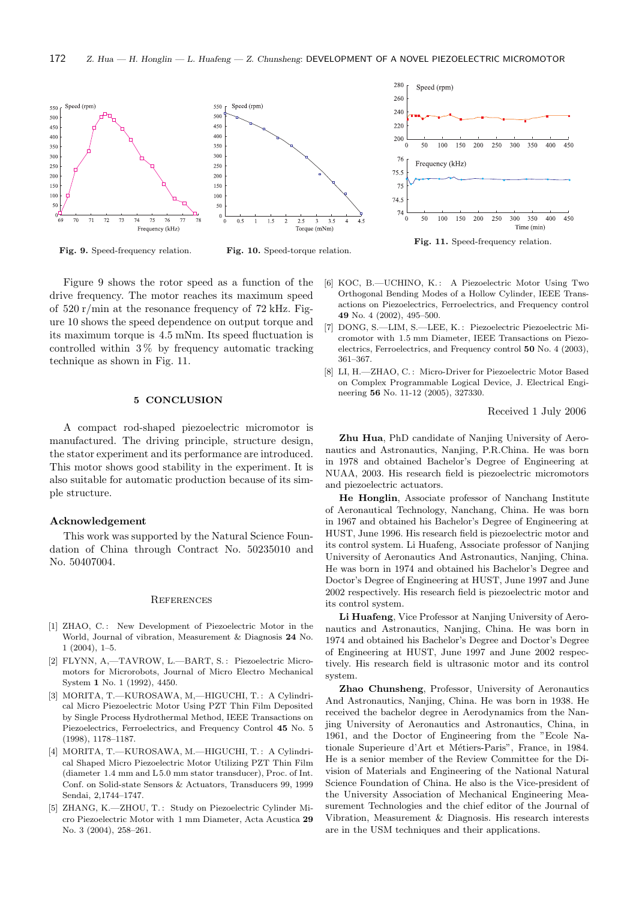Speed (rpm)
550
500
450
400
350
300
250
200
150
100
50
0
69 70 71 72 73 74 75 76 77 78
Frequency (kHz)

**Fig. 9.** Speed-frequency relation.

Speed (rpm)
550
500
450
400
350
300
250
200
150
100
50
0
0 0.5 1 1.5 2 2.5 3 3.5 4 4.5
Torque (mNm)

**Fig. 10.** Speed-torque relation.

280
260
240
220
200
Speed (rpm)
0 50 100 150 200 250 300 350 400 450

76
75.5
75
74.5
74
Frequency (kHz)
0 50 100 150 200 250 300 350 400 450
Time (min)

**Fig. 11.** Speed-frequency relation.

Figure 9 shows the rotor speed as a function of the drive frequency. The motor reaches its maximum speed of 520 r/min at the resonance frequency of 72 kHz. Figure 10 shows the speed dependence on output torque and its maximum torque is 4.5 mNm. Its speed fluctuation is controlled within 3 % by frequency automatic tracking technique as shown in Fig. 11.

## 5 CONCLUSION

A compact rod-shaped piezoelectric micromotor is manufactured. The driving principle, structure design, the stator experiment and its performance are introduced. This motor shows good stability in the experiment. It is also suitable for automatic production because of its simple structure.

### Acknowledgement

This work was supported by the Natural Science Foundation of China through Contract No. 50235010 and No. 50407004.

### References

[1] ZHAO, C.: New Development of Piezoelectric Motor in the World, Journal of vibration, Measurement & Diagnosis **24** No. 1 (2004), 1–5.

[2] FLYNN, A,—TAVROW, L.—BART, S.: Piezoelectric Micromotors for Microrobots, Journal of Micro Electro Mechanical System **1** No. 1 (1992), 4450.

[3] MORITA, T.—KUROSAWA, M,—HIGUCHI, T.: A Cylindrical Micro Piezoelectric Motor Using PZT Thin Film Deposited by Single Process Hydrothermal Method, IEEE Transactions on Piezoelectrics, Ferroelectrics, and Frequency Control **45** No. 5 (1998), 1178–1187.

[4] MORITA, T.—KUROSAWA, M.—HIGUCHI, T.: A Cylindrical Shaped Micro Piezoelectric Motor Utilizing PZT Thin Film (diameter 1.4 mm and L5.0 mm stator transducer), Proc. of Int. Conf. on Solid-state Sensors & Actuators, Transducers 99, 1999 Sendai, 2,1744–1747.

[5] ZHANG, K.—ZHOU, T.: Study on Piezoelectric Cylinder Micro Piezoelectric Motor with 1 mm Diameter, Acta Acustica **29** No. 3 (2004), 258–261.

[6] KOC, B.—UCHINO, K.: A Piezoelectric Motor Using Two Orthogonal Bending Modes of a Hollow Cylinder, IEEE Transactions on Piezoelectrics, Ferroelectrics, and Frequency control **49** No. 4 (2002), 495–500.

[7] DONG, S.—LIM, S.—LEE, K.: Piezoelectric Piezoelectric Micromotor with 1.5 mm Diameter, IEEE Transactions on Piezoelectrics, Ferroelectrics, and Frequency control **50** No. 4 (2003), 361–367.

[8] LI, H.—ZHAO, C.: Micro-Driver for Piezoelectric Motor Based on Complex Programmable Logical Device, J. Electrical Engineering **56** No. 11-12 (2005), 327330.

Received 1 July 2006

**Zhu Hua**, PhD candidate of Nanjing University of Aeronautics and Astronautics, Nanjing, P.R.China. He was born in 1978 and obtained Bachelor's Degree of Engineering at NUAA, 2003. His research field is piezoelectric micromotors and piezoelectric actuators.

**He Honglin**, Associate professor of Nanchang Institute of Aeronautical Technology, Nanchang, China. He was born in 1967 and obtained his Bachelor's Degree of Engineering at HUST, June 1996. His research field is piezoelectric motor and its control system. Li Huafeng, Associate professor of Nanjing University of Aeronautics And Astronautics, Nanjing, China. He was born in 1974 and obtained his Bachelor's Degree and Doctor's Degree of Engineering at HUST, June 1997 and June 2002 respectively. His research field is piezoelectric motor and its control system.

**Li Huafeng**, Vice Professor at Nanjing University of Aeronautics and Astronautics, Nanjing, China. He was born in 1974 and obtained his Bachelor's Degree and Doctor's Degree of Engineering at HUST, June 1997 and June 2002 respectively. His research field is ultrasonic motor and its control system.

**Zhao Chunsheng**, Professor, University of Aeronautics And Astronautics, Nanjing, China. He was born in 1938. He received the bachelor degree in Aerodynamics from the Nanjing University of Aeronautics and Astronautics, China, in 1961, and the Doctor of Engineering from the "Ecole Nationale Superieure d'Art et Métiers-Paris", France, in 1984. He is a senior member of the Review Committee for the Division of Materials and Engineering of the National Natural Science Foundation of China. He also is the Vice-president of the University Association of Mechanical Engineering Measurement Technologies and the chief editor of the Journal of Vibration, Measurement & Diagnosis. His research interests are in the USM techniques and their applications.